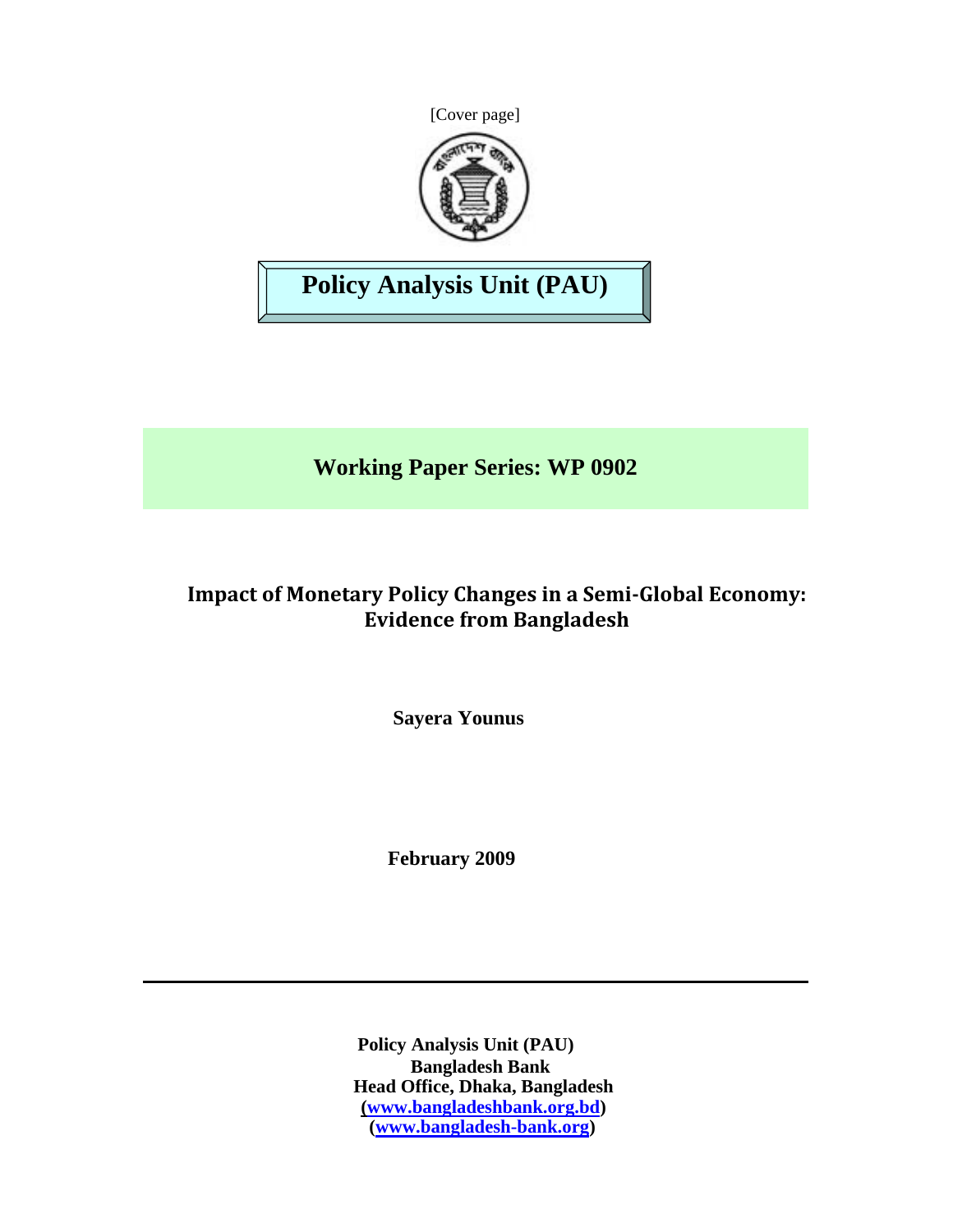[Cover page]

**Policy Analysis Unit (PAU)**

**Working Paper Series: WP 0902**

# Impact of Monetary Policy Changes in a Semi-Global Economy: Evidence from Bangladesh

**Sayera Younus**

**February 2009**

---

**Policy Analysis Unit (PAU)**
**Bangladesh Bank**
**Head Office, Dhaka, Bangladesh**
**(www.bangladeshbank.org.bd)**
**(www.bangladesh-bank.org)**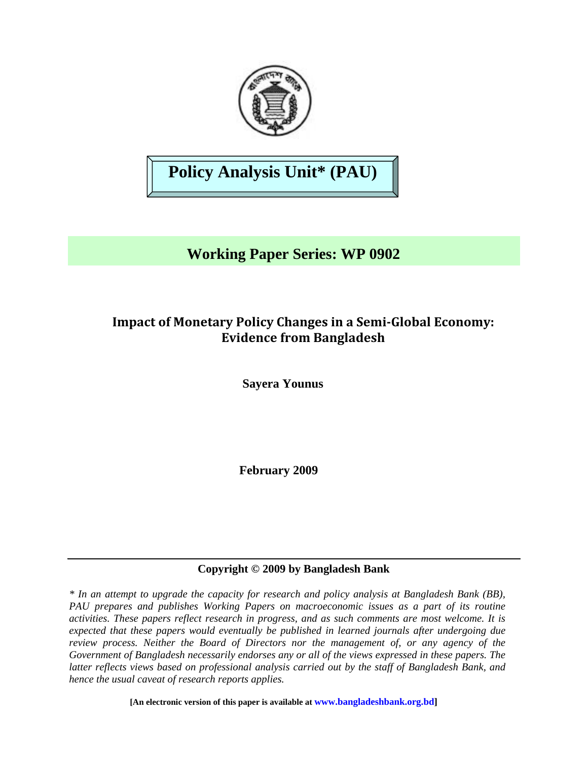# Policy Analysis Unit* (PAU)

## Working Paper Series: WP 0902

### Impact of Monetary Policy Changes in a Semi-Global Economy: Evidence from Bangladesh

**Sayera Younus**

**February 2009**

---

**Copyright © 2009 by Bangladesh Bank**

*\* In an attempt to upgrade the capacity for research and policy analysis at Bangladesh Bank (BB), PAU prepares and publishes Working Papers on macroeconomic issues as a part of its routine activities. These papers reflect research in progress, and as such comments are most welcome. It is expected that these papers would eventually be published in learned journals after undergoing due review process. Neither the Board of Directors nor the management of, or any agency of the Government of Bangladesh necessarily endorses any or all of the views expressed in these papers. The latter reflects views based on professional analysis carried out by the staff of Bangladesh Bank, and hence the usual caveat of research reports applies.*

**[An electronic version of this paper is available at www.bangladeshbank.org.bd]**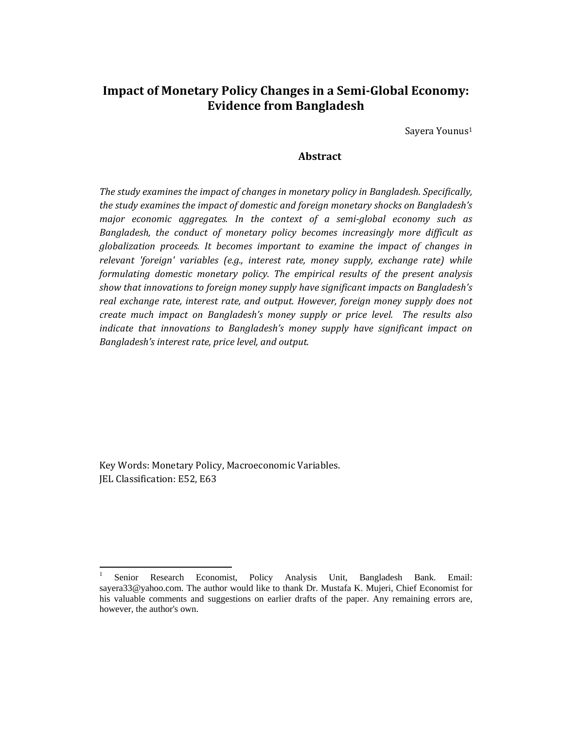# Impact of Monetary Policy Changes in a Semi-Global Economy: Evidence from Bangladesh

Sayera Younus[1]

## Abstract

*The study examines the impact of changes in monetary policy in Bangladesh. Specifically, the study examines the impact of domestic and foreign monetary shocks on Bangladesh's major economic aggregates. In the context of a semi-global economy such as Bangladesh, the conduct of monetary policy becomes increasingly more difficult as globalization proceeds. It becomes important to examine the impact of changes in relevant 'foreign' variables (e.g., interest rate, money supply, exchange rate) while formulating domestic monetary policy. The empirical results of the present analysis show that innovations to foreign money supply have significant impacts on Bangladesh's real exchange rate, interest rate, and output. However, foreign money supply does not create much impact on Bangladesh's money supply or price level. The results also indicate that innovations to Bangladesh's money supply have significant impact on Bangladesh's interest rate, price level, and output.*

Key Words: Monetary Policy, Macroeconomic Variables.
JEL Classification: E52, E63

---

[1] Senior Research Economist, Policy Analysis Unit, Bangladesh Bank. Email: sayera33@yahoo.com. The author would like to thank Dr. Mustafa K. Mujeri, Chief Economist for his valuable comments and suggestions on earlier drafts of the paper. Any remaining errors are, however, the author's own.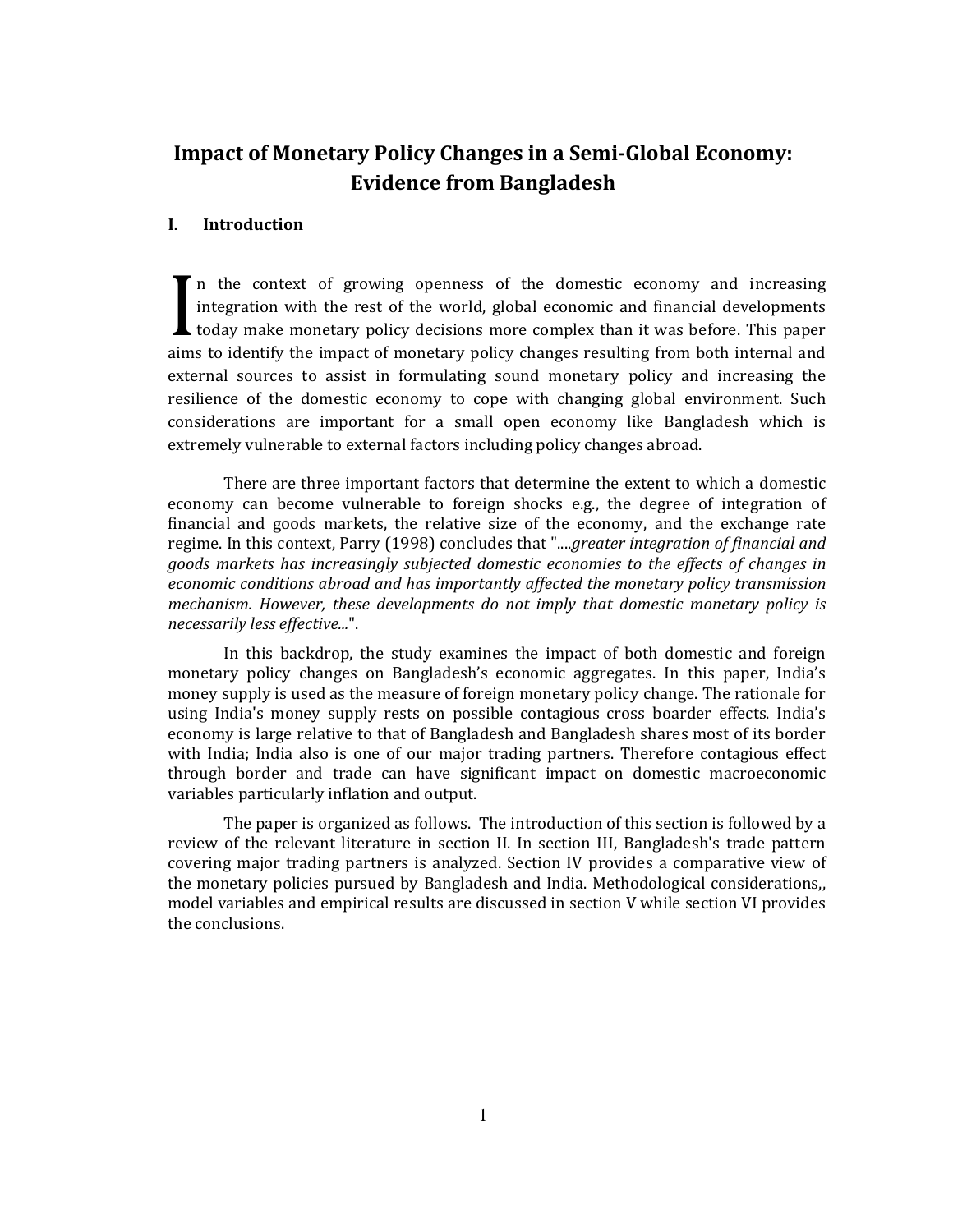# Impact of Monetary Policy Changes in a Semi-Global Economy: Evidence from Bangladesh

## I. Introduction

In the context of growing openness of the domestic economy and increasing integration with the rest of the world, global economic and financial developments today make monetary policy decisions more complex than it was before. This paper aims to identify the impact of monetary policy changes resulting from both internal and external sources to assist in formulating sound monetary policy and increasing the resilience of the domestic economy to cope with changing global environment. Such considerations are important for a small open economy like Bangladesh which is extremely vulnerable to external factors including policy changes abroad.

There are three important factors that determine the extent to which a domestic economy can become vulnerable to foreign shocks e.g., the degree of integration of financial and goods markets, the relative size of the economy, and the exchange rate regime. In this context, Parry (1998) concludes that "....*greater integration of financial and goods markets has increasingly subjected domestic economies to the effects of changes in economic conditions abroad and has importantly affected the monetary policy transmission mechanism. However, these developments do not imply that domestic monetary policy is necessarily less effective...*".

In this backdrop, the study examines the impact of both domestic and foreign monetary policy changes on Bangladesh's economic aggregates. In this paper, India's money supply is used as the measure of foreign monetary policy change. The rationale for using India's money supply rests on possible contagious cross boarder effects. India's economy is large relative to that of Bangladesh and Bangladesh shares most of its border with India; India also is one of our major trading partners. Therefore contagious effect through border and trade can have significant impact on domestic macroeconomic variables particularly inflation and output.

The paper is organized as follows. The introduction of this section is followed by a review of the relevant literature in section II. In section III, Bangladesh's trade pattern covering major trading partners is analyzed. Section IV provides a comparative view of the monetary policies pursued by Bangladesh and India. Methodological considerations,, model variables and empirical results are discussed in section V while section VI provides the conclusions.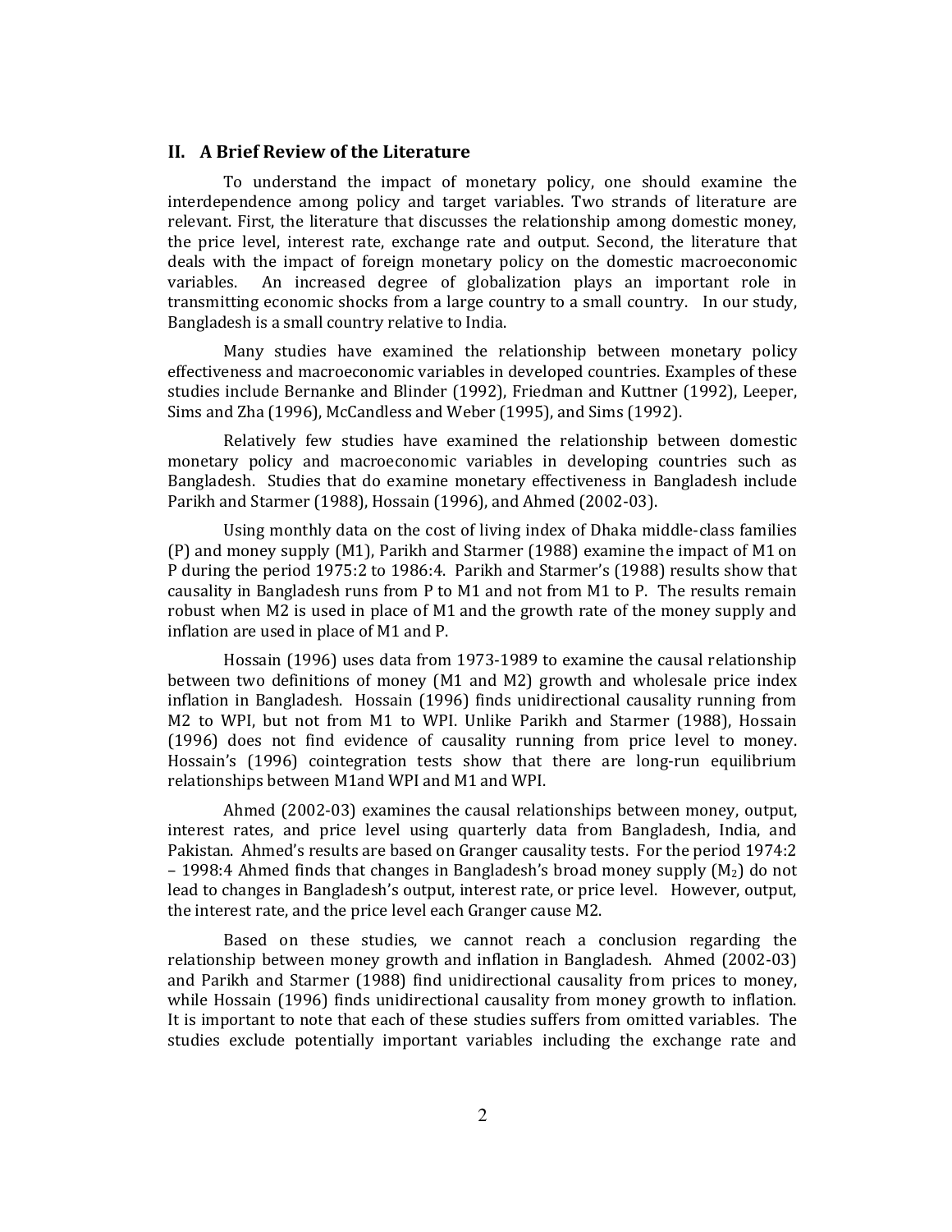## II. A Brief Review of the Literature

To understand the impact of monetary policy, one should examine the interdependence among policy and target variables. Two strands of literature are relevant. First, the literature that discusses the relationship among domestic money, the price level, interest rate, exchange rate and output. Second, the literature that deals with the impact of foreign monetary policy on the domestic macroeconomic variables. An increased degree of globalization plays an important role in transmitting economic shocks from a large country to a small country. In our study, Bangladesh is a small country relative to India.

Many studies have examined the relationship between monetary policy effectiveness and macroeconomic variables in developed countries. Examples of these studies include Bernanke and Blinder (1992), Friedman and Kuttner (1992), Leeper, Sims and Zha (1996), McCandless and Weber (1995), and Sims (1992).

Relatively few studies have examined the relationship between domestic monetary policy and macroeconomic variables in developing countries such as Bangladesh. Studies that do examine monetary effectiveness in Bangladesh include Parikh and Starmer (1988), Hossain (1996), and Ahmed (2002-03).

Using monthly data on the cost of living index of Dhaka middle-class families (P) and money supply (M1), Parikh and Starmer (1988) examine the impact of M1 on P during the period 1975:2 to 1986:4. Parikh and Starmer's (1988) results show that causality in Bangladesh runs from P to M1 and not from M1 to P. The results remain robust when M2 is used in place of M1 and the growth rate of the money supply and inflation are used in place of M1 and P.

Hossain (1996) uses data from 1973-1989 to examine the causal relationship between two definitions of money (M1 and M2) growth and wholesale price index inflation in Bangladesh. Hossain (1996) finds unidirectional causality running from M2 to WPI, but not from M1 to WPI. Unlike Parikh and Starmer (1988), Hossain (1996) does not find evidence of causality running from price level to money. Hossain's (1996) cointegration tests show that there are long-run equilibrium relationships between M1and WPI and M1 and WPI.

Ahmed (2002-03) examines the causal relationships between money, output, interest rates, and price level using quarterly data from Bangladesh, India, and Pakistan. Ahmed's results are based on Granger causality tests. For the period 1974:2 – 1998:4 Ahmed finds that changes in Bangladesh's broad money supply ($M_2$) do not lead to changes in Bangladesh's output, interest rate, or price level. However, output, the interest rate, and the price level each Granger cause M2.

Based on these studies, we cannot reach a conclusion regarding the relationship between money growth and inflation in Bangladesh. Ahmed (2002-03) and Parikh and Starmer (1988) find unidirectional causality from prices to money, while Hossain (1996) finds unidirectional causality from money growth to inflation. It is important to note that each of these studies suffers from omitted variables. The studies exclude potentially important variables including the exchange rate and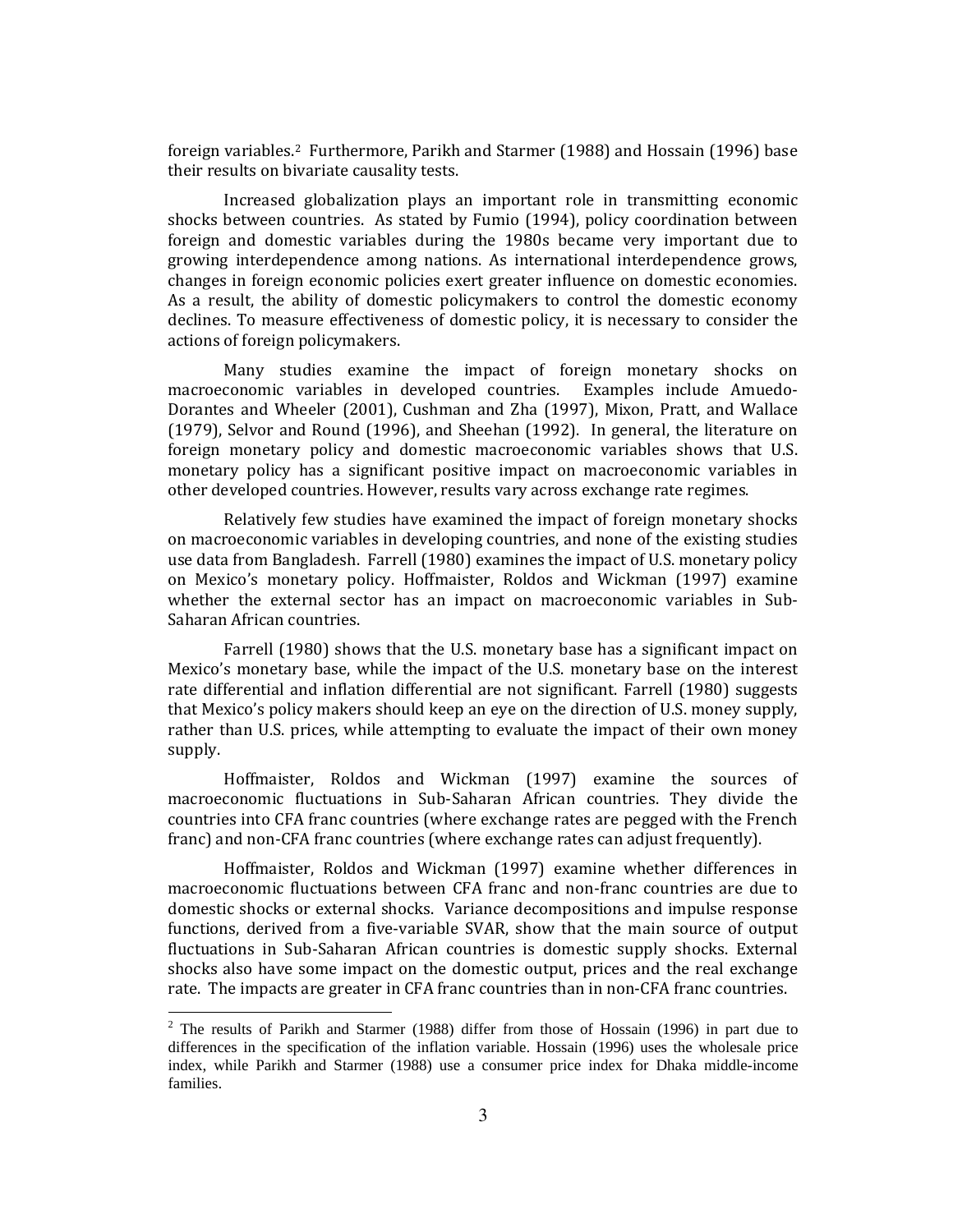foreign variables.[2] Furthermore, Parikh and Starmer (1988) and Hossain (1996) base their results on bivariate causality tests.

Increased globalization plays an important role in transmitting economic shocks between countries. As stated by Fumio (1994), policy coordination between foreign and domestic variables during the 1980s became very important due to growing interdependence among nations. As international interdependence grows, changes in foreign economic policies exert greater influence on domestic economies. As a result, the ability of domestic policymakers to control the domestic economy declines. To measure effectiveness of domestic policy, it is necessary to consider the actions of foreign policymakers.

Many studies examine the impact of foreign monetary shocks on macroeconomic variables in developed countries. Examples include Amuedo-Dorantes and Wheeler (2001), Cushman and Zha (1997), Mixon, Pratt, and Wallace (1979), Selvor and Round (1996), and Sheehan (1992). In general, the literature on foreign monetary policy and domestic macroeconomic variables shows that U.S. monetary policy has a significant positive impact on macroeconomic variables in other developed countries. However, results vary across exchange rate regimes.

Relatively few studies have examined the impact of foreign monetary shocks on macroeconomic variables in developing countries, and none of the existing studies use data from Bangladesh. Farrell (1980) examines the impact of U.S. monetary policy on Mexico's monetary policy. Hoffmaister, Roldos and Wickman (1997) examine whether the external sector has an impact on macroeconomic variables in Sub-Saharan African countries.

Farrell (1980) shows that the U.S. monetary base has a significant impact on Mexico's monetary base, while the impact of the U.S. monetary base on the interest rate differential and inflation differential are not significant. Farrell (1980) suggests that Mexico's policy makers should keep an eye on the direction of U.S. money supply, rather than U.S. prices, while attempting to evaluate the impact of their own money supply.

Hoffmaister, Roldos and Wickman (1997) examine the sources of macroeconomic fluctuations in Sub-Saharan African countries. They divide the countries into CFA franc countries (where exchange rates are pegged with the French franc) and non-CFA franc countries (where exchange rates can adjust frequently).

Hoffmaister, Roldos and Wickman (1997) examine whether differences in macroeconomic fluctuations between CFA franc and non-franc countries are due to domestic shocks or external shocks. Variance decompositions and impulse response functions, derived from a five-variable SVAR, show that the main source of output fluctuations in Sub-Saharan African countries is domestic supply shocks. External shocks also have some impact on the domestic output, prices and the real exchange rate. The impacts are greater in CFA franc countries than in non-CFA franc countries.

[2] The results of Parikh and Starmer (1988) differ from those of Hossain (1996) in part due to differences in the specification of the inflation variable. Hossain (1996) uses the wholesale price index, while Parikh and Starmer (1988) use a consumer price index for Dhaka middle-income families.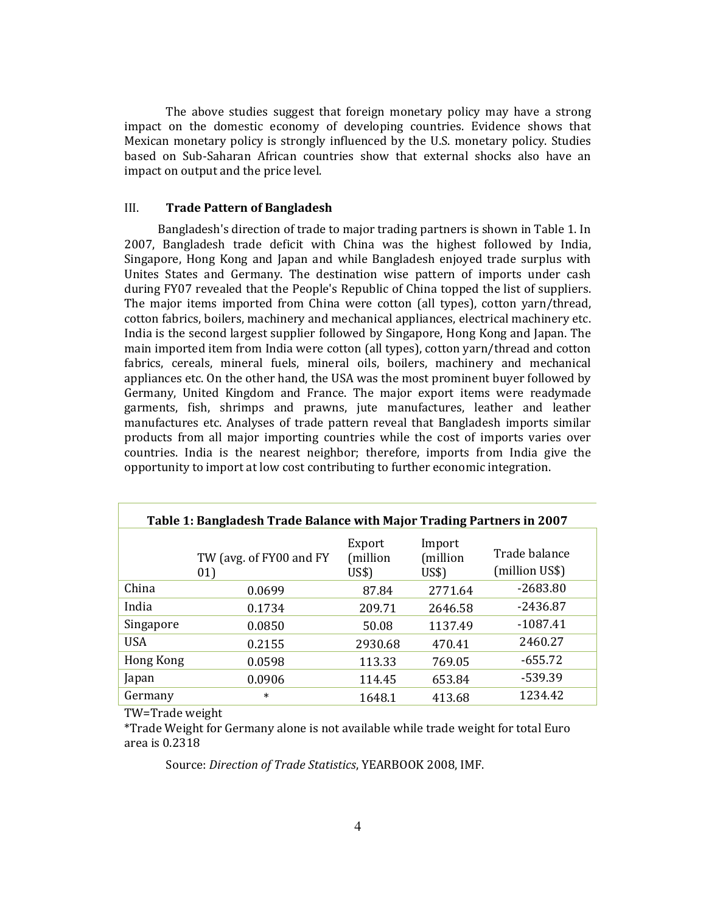The above studies suggest that foreign monetary policy may have a strong impact on the domestic economy of developing countries. Evidence shows that Mexican monetary policy is strongly influenced by the U.S. monetary policy. Studies based on Sub-Saharan African countries show that external shocks also have an impact on output and the price level.

## III. Trade Pattern of Bangladesh

Bangladesh's direction of trade to major trading partners is shown in Table 1. In 2007, Bangladesh trade deficit with China was the highest followed by India, Singapore, Hong Kong and Japan and while Bangladesh enjoyed trade surplus with Unites States and Germany. The destination wise pattern of imports under cash during FY07 revealed that the People's Republic of China topped the list of suppliers. The major items imported from China were cotton (all types), cotton yarn/thread, cotton fabrics, boilers, machinery and mechanical appliances, electrical machinery etc. India is the second largest supplier followed by Singapore, Hong Kong and Japan. The main imported item from India were cotton (all types), cotton yarn/thread and cotton fabrics, cereals, mineral fuels, mineral oils, boilers, machinery and mechanical appliances etc. On the other hand, the USA was the most prominent buyer followed by Germany, United Kingdom and France. The major export items were readymade garments, fish, shrimps and prawns, jute manufactures, leather and leather manufactures etc. Analyses of trade pattern reveal that Bangladesh imports similar products from all major importing countries while the cost of imports varies over countries. India is the nearest neighbor; therefore, imports from India give the opportunity to import at low cost contributing to further economic integration.

**Table 1: Bangladesh Trade Balance with Major Trading Partners in 2007**

| | TW (avg. of FY00 and FY 01) | Export (million US$) | Import (million US$) | Trade balance (million US$) |
|---|---|---|---|---|
| China | 0.0699 | 87.84 | 2771.64 | -2683.80 |
| India | 0.1734 | 209.71 | 2646.58 | -2436.87 |
| Singapore | 0.0850 | 50.08 | 1137.49 | -1087.41 |
| USA | 0.2155 | 2930.68 | 470.41 | 2460.27 |
| Hong Kong | 0.0598 | 113.33 | 769.05 | -655.72 |
| Japan | 0.0906 | 114.45 | 653.84 | -539.39 |
| Germany | * | 1648.1 | 413.68 | 1234.42 |

TW=Trade weight

*Trade Weight for Germany alone is not available while trade weight for total Euro area is 0.2318

Source: *Direction of Trade Statistics*, YEARBOOK 2008, IMF.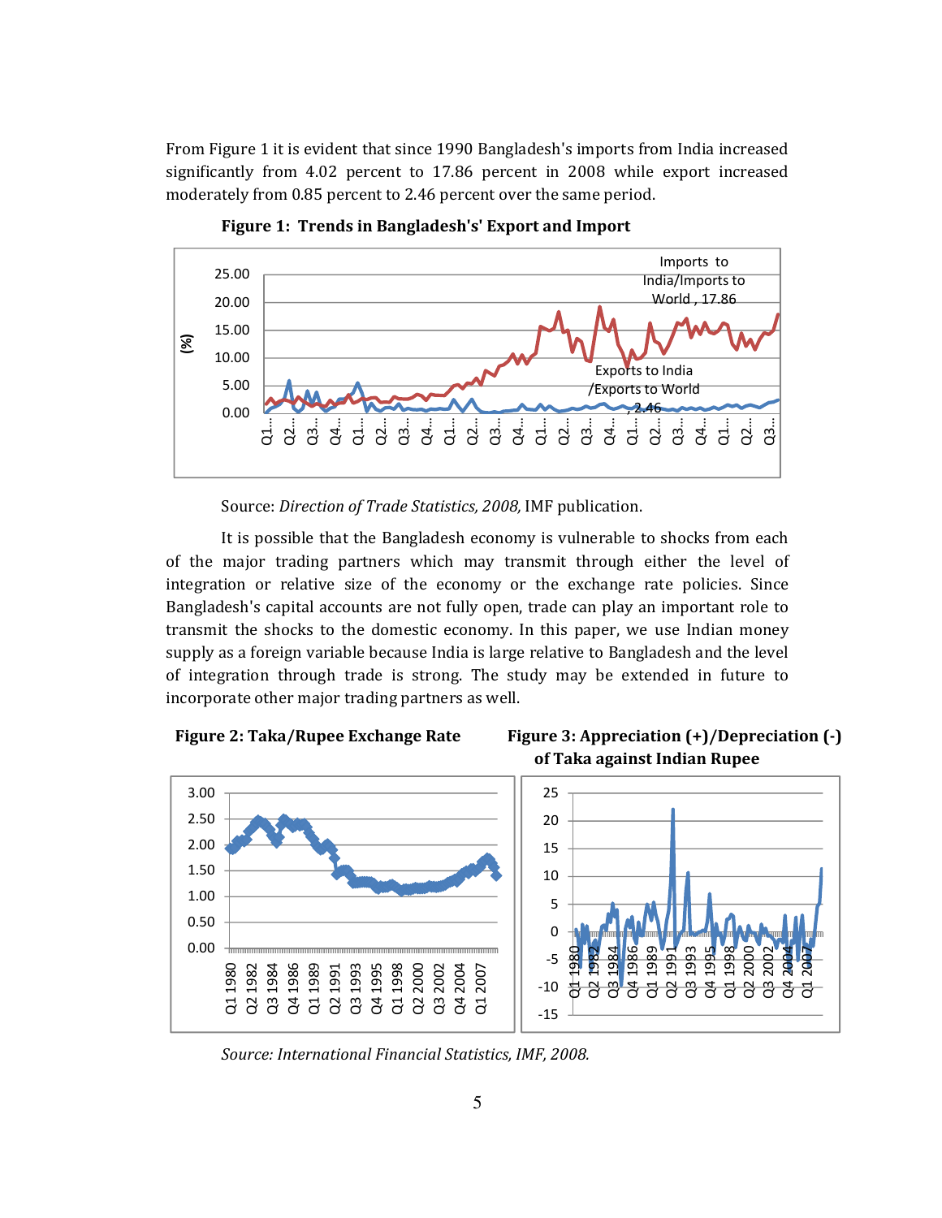From Figure 1 it is evident that since 1990 Bangladesh's imports from India increased significantly from 4.02 percent to 17.86 percent in 2008 while export increased moderately from 0.85 percent to 2.46 percent over the same period.

**Figure 1: Trends in Bangladesh's' Export and Import**

Source: *Direction of Trade Statistics, 2008,* IMF publication.

It is possible that the Bangladesh economy is vulnerable to shocks from each of the major trading partners which may transmit through either the level of integration or relative size of the economy or the exchange rate policies. Since Bangladesh's capital accounts are not fully open, trade can play an important role to transmit the shocks to the domestic economy. In this paper, we use Indian money supply as a foreign variable because India is large relative to Bangladesh and the level of integration through trade is strong. The study may be extended in future to incorporate other major trading partners as well.

**Figure 2: Taka/Rupee Exchange Rate**

**Figure 3: Appreciation (+)/Depreciation (-) of Taka against Indian Rupee**

*Source: International Financial Statistics, IMF, 2008.*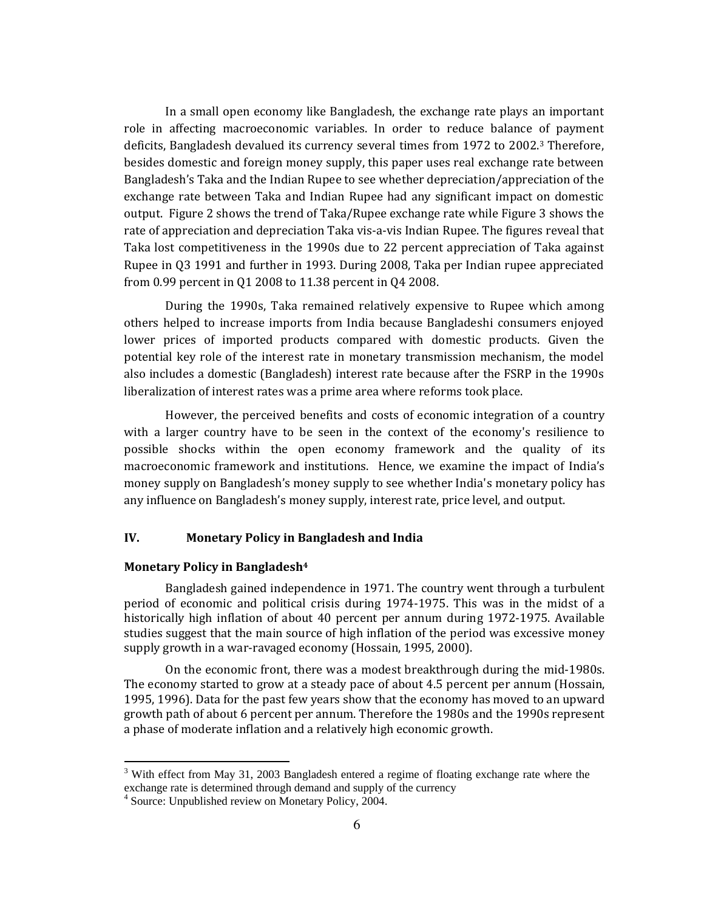In a small open economy like Bangladesh, the exchange rate plays an important role in affecting macroeconomic variables. In order to reduce balance of payment deficits, Bangladesh devalued its currency several times from 1972 to 2002.[3] Therefore, besides domestic and foreign money supply, this paper uses real exchange rate between Bangladesh's Taka and the Indian Rupee to see whether depreciation/appreciation of the exchange rate between Taka and Indian Rupee had any significant impact on domestic output. Figure 2 shows the trend of Taka/Rupee exchange rate while Figure 3 shows the rate of appreciation and depreciation Taka vis-a-vis Indian Rupee. The figures reveal that Taka lost competitiveness in the 1990s due to 22 percent appreciation of Taka against Rupee in Q3 1991 and further in 1993. During 2008, Taka per Indian rupee appreciated from 0.99 percent in Q1 2008 to 11.38 percent in Q4 2008.

During the 1990s, Taka remained relatively expensive to Rupee which among others helped to increase imports from India because Bangladeshi consumers enjoyed lower prices of imported products compared with domestic products. Given the potential key role of the interest rate in monetary transmission mechanism, the model also includes a domestic (Bangladesh) interest rate because after the FSRP in the 1990s liberalization of interest rates was a prime area where reforms took place.

However, the perceived benefits and costs of economic integration of a country with a larger country have to be seen in the context of the economy's resilience to possible shocks within the open economy framework and the quality of its macroeconomic framework and institutions. Hence, we examine the impact of India's money supply on Bangladesh's money supply to see whether India's monetary policy has any influence on Bangladesh's money supply, interest rate, price level, and output.

## IV. Monetary Policy in Bangladesh and India

### Monetary Policy in Bangladesh[4]

Bangladesh gained independence in 1971. The country went through a turbulent period of economic and political crisis during 1974-1975. This was in the midst of a historically high inflation of about 40 percent per annum during 1972-1975. Available studies suggest that the main source of high inflation of the period was excessive money supply growth in a war-ravaged economy (Hossain, 1995, 2000).

On the economic front, there was a modest breakthrough during the mid-1980s. The economy started to grow at a steady pace of about 4.5 percent per annum (Hossain, 1995, 1996). Data for the past few years show that the economy has moved to an upward growth path of about 6 percent per annum. Therefore the 1980s and the 1990s represent a phase of moderate inflation and a relatively high economic growth.

---

[3] With effect from May 31, 2003 Bangladesh entered a regime of floating exchange rate where the exchange rate is determined through demand and supply of the currency

[4] Source: Unpublished review on Monetary Policy, 2004.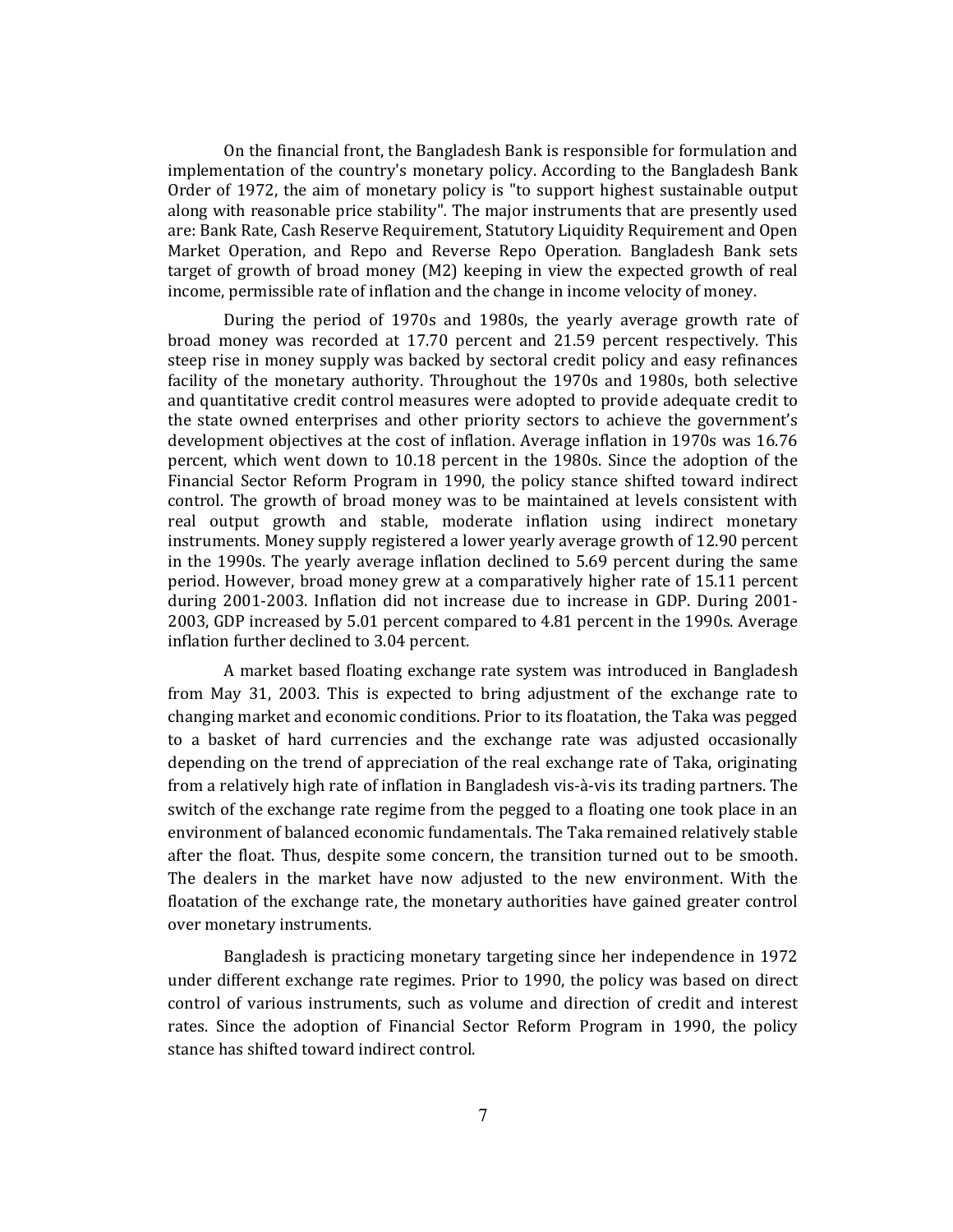On the financial front, the Bangladesh Bank is responsible for formulation and implementation of the country's monetary policy. According to the Bangladesh Bank Order of 1972, the aim of monetary policy is "to support highest sustainable output along with reasonable price stability". The major instruments that are presently used are: Bank Rate, Cash Reserve Requirement, Statutory Liquidity Requirement and Open Market Operation, and Repo and Reverse Repo Operation. Bangladesh Bank sets target of growth of broad money (M2) keeping in view the expected growth of real income, permissible rate of inflation and the change in income velocity of money.

During the period of 1970s and 1980s, the yearly average growth rate of broad money was recorded at 17.70 percent and 21.59 percent respectively. This steep rise in money supply was backed by sectoral credit policy and easy refinances facility of the monetary authority. Throughout the 1970s and 1980s, both selective and quantitative credit control measures were adopted to provide adequate credit to the state owned enterprises and other priority sectors to achieve the government's development objectives at the cost of inflation. Average inflation in 1970s was 16.76 percent, which went down to 10.18 percent in the 1980s. Since the adoption of the Financial Sector Reform Program in 1990, the policy stance shifted toward indirect control. The growth of broad money was to be maintained at levels consistent with real output growth and stable, moderate inflation using indirect monetary instruments. Money supply registered a lower yearly average growth of 12.90 percent in the 1990s. The yearly average inflation declined to 5.69 percent during the same period. However, broad money grew at a comparatively higher rate of 15.11 percent during 2001-2003. Inflation did not increase due to increase in GDP. During 2001-2003, GDP increased by 5.01 percent compared to 4.81 percent in the 1990s. Average inflation further declined to 3.04 percent.

A market based floating exchange rate system was introduced in Bangladesh from May 31, 2003. This is expected to bring adjustment of the exchange rate to changing market and economic conditions. Prior to its floatation, the Taka was pegged to a basket of hard currencies and the exchange rate was adjusted occasionally depending on the trend of appreciation of the real exchange rate of Taka, originating from a relatively high rate of inflation in Bangladesh vis-à-vis its trading partners. The switch of the exchange rate regime from the pegged to a floating one took place in an environment of balanced economic fundamentals. The Taka remained relatively stable after the float. Thus, despite some concern, the transition turned out to be smooth. The dealers in the market have now adjusted to the new environment. With the floatation of the exchange rate, the monetary authorities have gained greater control over monetary instruments.

Bangladesh is practicing monetary targeting since her independence in 1972 under different exchange rate regimes. Prior to 1990, the policy was based on direct control of various instruments, such as volume and direction of credit and interest rates. Since the adoption of Financial Sector Reform Program in 1990, the policy stance has shifted toward indirect control.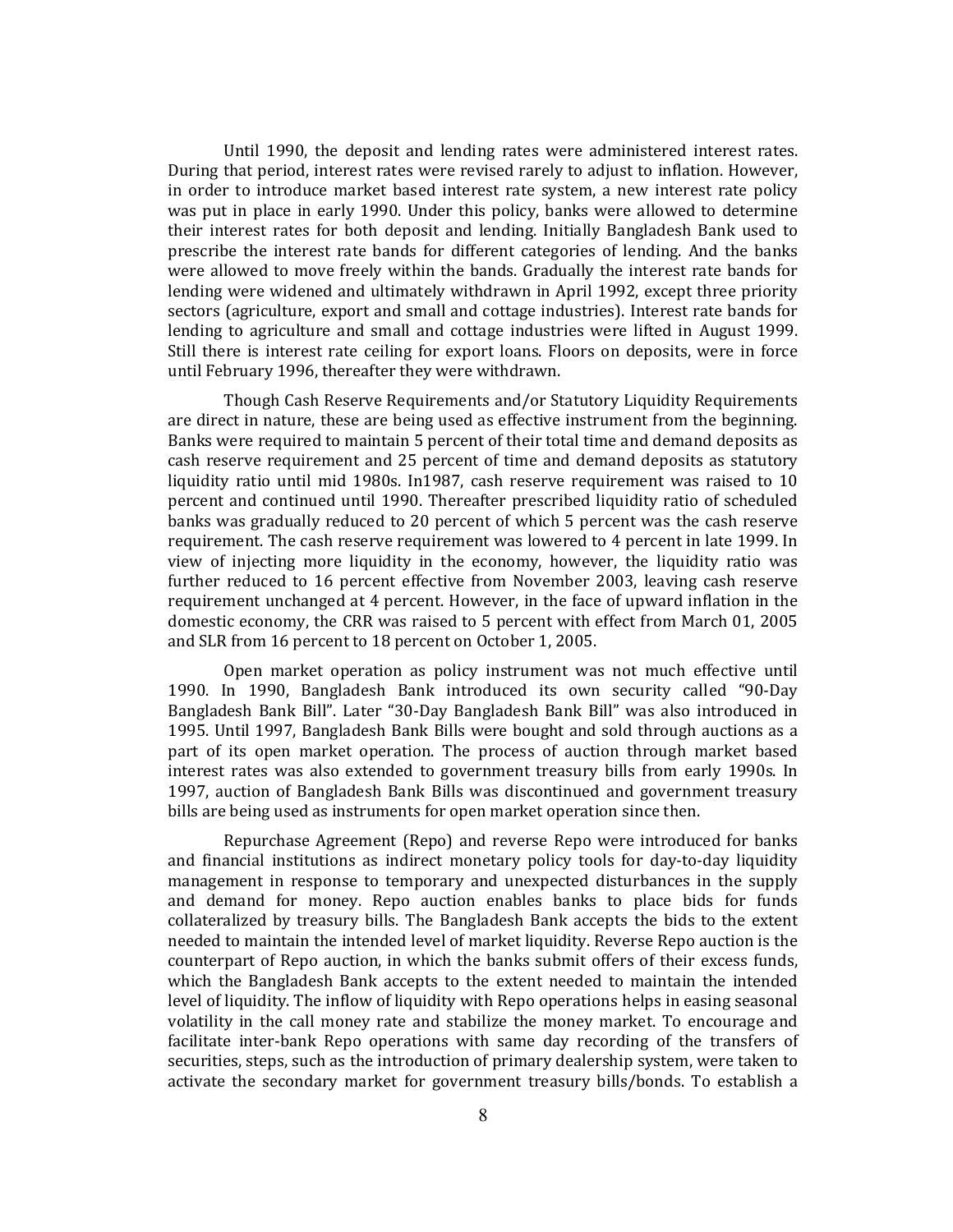Until 1990, the deposit and lending rates were administered interest rates. During that period, interest rates were revised rarely to adjust to inflation. However, in order to introduce market based interest rate system, a new interest rate policy was put in place in early 1990. Under this policy, banks were allowed to determine their interest rates for both deposit and lending. Initially Bangladesh Bank used to prescribe the interest rate bands for different categories of lending. And the banks were allowed to move freely within the bands. Gradually the interest rate bands for lending were widened and ultimately withdrawn in April 1992, except three priority sectors (agriculture, export and small and cottage industries). Interest rate bands for lending to agriculture and small and cottage industries were lifted in August 1999. Still there is interest rate ceiling for export loans. Floors on deposits, were in force until February 1996, thereafter they were withdrawn.

Though Cash Reserve Requirements and/or Statutory Liquidity Requirements are direct in nature, these are being used as effective instrument from the beginning. Banks were required to maintain 5 percent of their total time and demand deposits as cash reserve requirement and 25 percent of time and demand deposits as statutory liquidity ratio until mid 1980s. In1987, cash reserve requirement was raised to 10 percent and continued until 1990. Thereafter prescribed liquidity ratio of scheduled banks was gradually reduced to 20 percent of which 5 percent was the cash reserve requirement. The cash reserve requirement was lowered to 4 percent in late 1999. In view of injecting more liquidity in the economy, however, the liquidity ratio was further reduced to 16 percent effective from November 2003, leaving cash reserve requirement unchanged at 4 percent. However, in the face of upward inflation in the domestic economy, the CRR was raised to 5 percent with effect from March 01, 2005 and SLR from 16 percent to 18 percent on October 1, 2005.

Open market operation as policy instrument was not much effective until 1990. In 1990, Bangladesh Bank introduced its own security called "90-Day Bangladesh Bank Bill". Later "30-Day Bangladesh Bank Bill" was also introduced in 1995. Until 1997, Bangladesh Bank Bills were bought and sold through auctions as a part of its open market operation. The process of auction through market based interest rates was also extended to government treasury bills from early 1990s. In 1997, auction of Bangladesh Bank Bills was discontinued and government treasury bills are being used as instruments for open market operation since then.

Repurchase Agreement (Repo) and reverse Repo were introduced for banks and financial institutions as indirect monetary policy tools for day-to-day liquidity management in response to temporary and unexpected disturbances in the supply and demand for money. Repo auction enables banks to place bids for funds collateralized by treasury bills. The Bangladesh Bank accepts the bids to the extent needed to maintain the intended level of market liquidity. Reverse Repo auction is the counterpart of Repo auction, in which the banks submit offers of their excess funds, which the Bangladesh Bank accepts to the extent needed to maintain the intended level of liquidity. The inflow of liquidity with Repo operations helps in easing seasonal volatility in the call money rate and stabilize the money market. To encourage and facilitate inter-bank Repo operations with same day recording of the transfers of securities, steps, such as the introduction of primary dealership system, were taken to activate the secondary market for government treasury bills/bonds. To establish a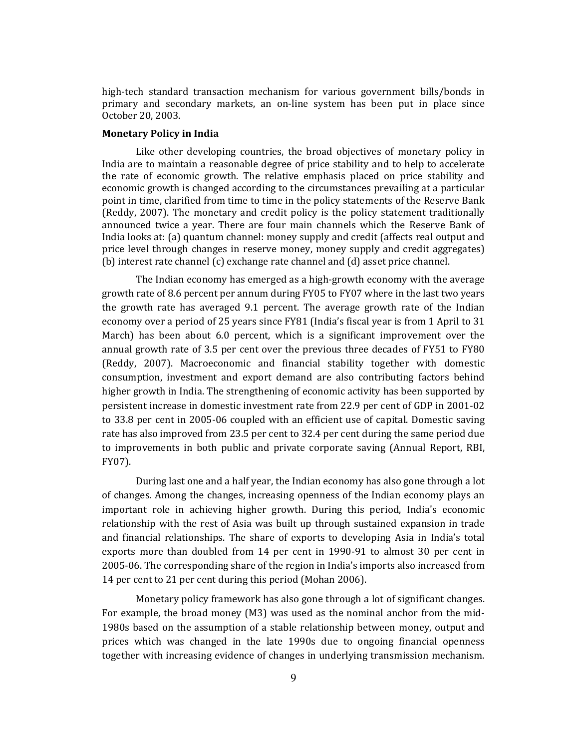high-tech standard transaction mechanism for various government bills/bonds in primary and secondary markets, an on-line system has been put in place since October 20, 2003.

**Monetary Policy in India**

Like other developing countries, the broad objectives of monetary policy in India are to maintain a reasonable degree of price stability and to help to accelerate the rate of economic growth. The relative emphasis placed on price stability and economic growth is changed according to the circumstances prevailing at a particular point in time, clarified from time to time in the policy statements of the Reserve Bank (Reddy, 2007). The monetary and credit policy is the policy statement traditionally announced twice a year. There are four main channels which the Reserve Bank of India looks at: (a) quantum channel: money supply and credit (affects real output and price level through changes in reserve money, money supply and credit aggregates) (b) interest rate channel (c) exchange rate channel and (d) asset price channel.

The Indian economy has emerged as a high-growth economy with the average growth rate of 8.6 percent per annum during FY05 to FY07 where in the last two years the growth rate has averaged 9.1 percent. The average growth rate of the Indian economy over a period of 25 years since FY81 (India's fiscal year is from 1 April to 31 March) has been about 6.0 percent, which is a significant improvement over the annual growth rate of 3.5 per cent over the previous three decades of FY51 to FY80 (Reddy, 2007). Macroeconomic and financial stability together with domestic consumption, investment and export demand are also contributing factors behind higher growth in India. The strengthening of economic activity has been supported by persistent increase in domestic investment rate from 22.9 per cent of GDP in 2001-02 to 33.8 per cent in 2005-06 coupled with an efficient use of capital. Domestic saving rate has also improved from 23.5 per cent to 32.4 per cent during the same period due to improvements in both public and private corporate saving (Annual Report, RBI, FY07).

During last one and a half year, the Indian economy has also gone through a lot of changes. Among the changes, increasing openness of the Indian economy plays an important role in achieving higher growth. During this period, India's economic relationship with the rest of Asia was built up through sustained expansion in trade and financial relationships. The share of exports to developing Asia in India's total exports more than doubled from 14 per cent in 1990-91 to almost 30 per cent in 2005-06. The corresponding share of the region in India's imports also increased from 14 per cent to 21 per cent during this period (Mohan 2006).

Monetary policy framework has also gone through a lot of significant changes. For example, the broad money (M3) was used as the nominal anchor from the mid-1980s based on the assumption of a stable relationship between money, output and prices which was changed in the late 1990s due to ongoing financial openness together with increasing evidence of changes in underlying transmission mechanism.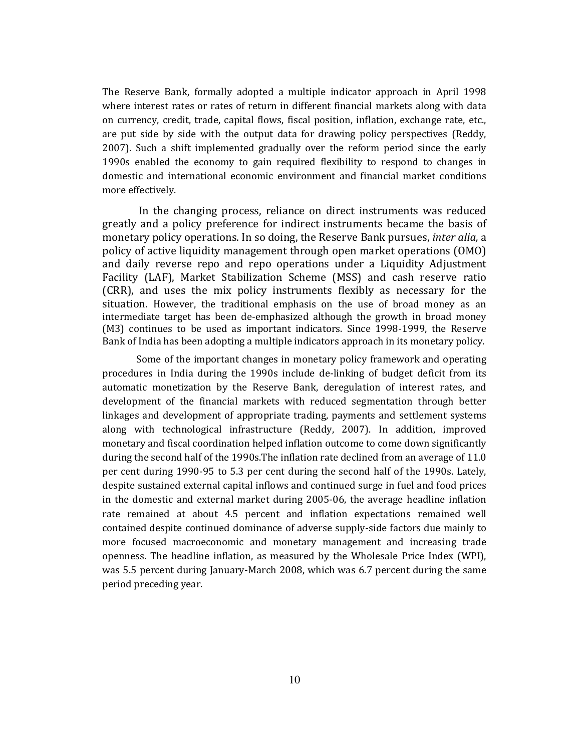The Reserve Bank, formally adopted a multiple indicator approach in April 1998 where interest rates or rates of return in different financial markets along with data on currency, credit, trade, capital flows, fiscal position, inflation, exchange rate, etc., are put side by side with the output data for drawing policy perspectives (Reddy, 2007). Such a shift implemented gradually over the reform period since the early 1990s enabled the economy to gain required flexibility to respond to changes in domestic and international economic environment and financial market conditions more effectively.

In the changing process, reliance on direct instruments was reduced greatly and a policy preference for indirect instruments became the basis of monetary policy operations. In so doing, the Reserve Bank pursues, *inter alia,* a policy of active liquidity management through open market operations (OMO) and daily reverse repo and repo operations under a Liquidity Adjustment Facility (LAF), Market Stabilization Scheme (MSS) and cash reserve ratio (CRR), and uses the mix policy instruments flexibly as necessary for the situation. However, the traditional emphasis on the use of broad money as an intermediate target has been de-emphasized although the growth in broad money (M3) continues to be used as important indicators. Since 1998-1999, the Reserve Bank of India has been adopting a multiple indicators approach in its monetary policy.

Some of the important changes in monetary policy framework and operating procedures in India during the 1990s include de-linking of budget deficit from its automatic monetization by the Reserve Bank, deregulation of interest rates, and development of the financial markets with reduced segmentation through better linkages and development of appropriate trading, payments and settlement systems along with technological infrastructure (Reddy, 2007). In addition, improved monetary and fiscal coordination helped inflation outcome to come down significantly during the second half of the 1990s.The inflation rate declined from an average of 11.0 per cent during 1990-95 to 5.3 per cent during the second half of the 1990s. Lately, despite sustained external capital inflows and continued surge in fuel and food prices in the domestic and external market during 2005-06, the average headline inflation rate remained at about 4.5 percent and inflation expectations remained well contained despite continued dominance of adverse supply-side factors due mainly to more focused macroeconomic and monetary management and increasing trade openness. The headline inflation, as measured by the Wholesale Price Index (WPI), was 5.5 percent during January-March 2008, which was 6.7 percent during the same period preceding year.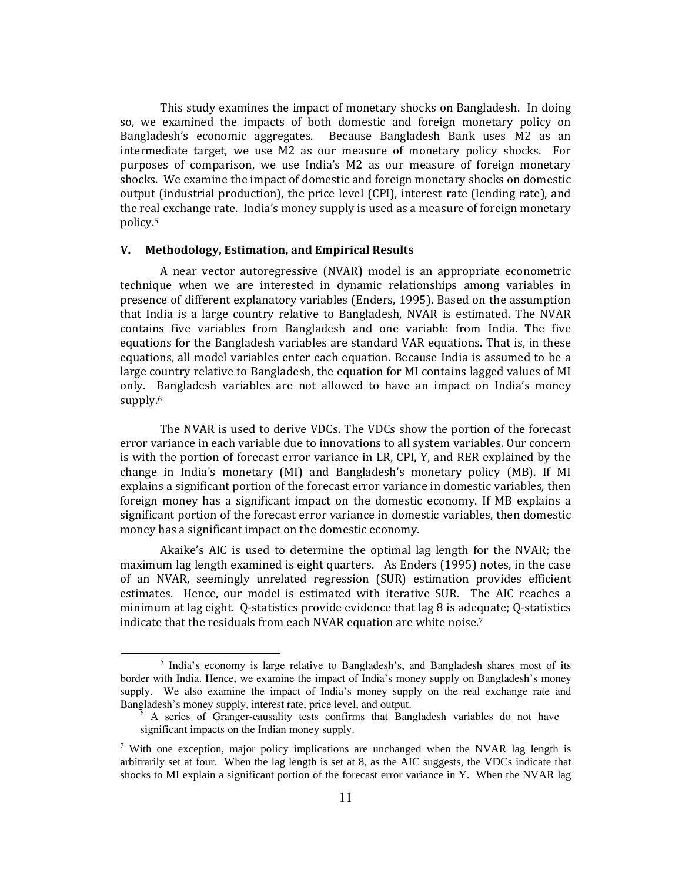This study examines the impact of monetary shocks on Bangladesh. In doing so, we examined the impacts of both domestic and foreign monetary policy on Bangladesh's economic aggregates. Because Bangladesh Bank uses M2 as an intermediate target, we use M2 as our measure of monetary policy shocks. For purposes of comparison, we use India's M2 as our measure of foreign monetary shocks. We examine the impact of domestic and foreign monetary shocks on domestic output (industrial production), the price level (CPI), interest rate (lending rate), and the real exchange rate. India's money supply is used as a measure of foreign monetary policy.[5]

## V. Methodology, Estimation, and Empirical Results

A near vector autoregressive (NVAR) model is an appropriate econometric technique when we are interested in dynamic relationships among variables in presence of different explanatory variables (Enders, 1995). Based on the assumption that India is a large country relative to Bangladesh, NVAR is estimated. The NVAR contains five variables from Bangladesh and one variable from India. The five equations for the Bangladesh variables are standard VAR equations. That is, in these equations, all model variables enter each equation. Because India is assumed to be a large country relative to Bangladesh, the equation for MI contains lagged values of MI only. Bangladesh variables are not allowed to have an impact on India's money supply.[6]

The NVAR is used to derive VDCs. The VDCs show the portion of the forecast error variance in each variable due to innovations to all system variables. Our concern is with the portion of forecast error variance in LR, CPI, Y, and RER explained by the change in India's monetary (MI) and Bangladesh's monetary policy (MB). If MI explains a significant portion of the forecast error variance in domestic variables, then foreign money has a significant impact on the domestic economy. If MB explains a significant portion of the forecast error variance in domestic variables, then domestic money has a significant impact on the domestic economy.

Akaike's AIC is used to determine the optimal lag length for the NVAR; the maximum lag length examined is eight quarters. As Enders (1995) notes, in the case of an NVAR, seemingly unrelated regression (SUR) estimation provides efficient estimates. Hence, our model is estimated with iterative SUR. The AIC reaches a minimum at lag eight. Q-statistics provide evidence that lag 8 is adequate; Q-statistics indicate that the residuals from each NVAR equation are white noise.[7]

---

[5] India's economy is large relative to Bangladesh's, and Bangladesh shares most of its border with India. Hence, we examine the impact of India's money supply on Bangladesh's money supply. We also examine the impact of India's money supply on the real exchange rate and Bangladesh's money supply, interest rate, price level, and output.

[6] A series of Granger-causality tests confirms that Bangladesh variables do not have significant impacts on the Indian money supply.

[7] With one exception, major policy implications are unchanged when the NVAR lag length is arbitrarily set at four. When the lag length is set at 8, as the AIC suggests, the VDCs indicate that shocks to MI explain a significant portion of the forecast error variance in Y. When the NVAR lag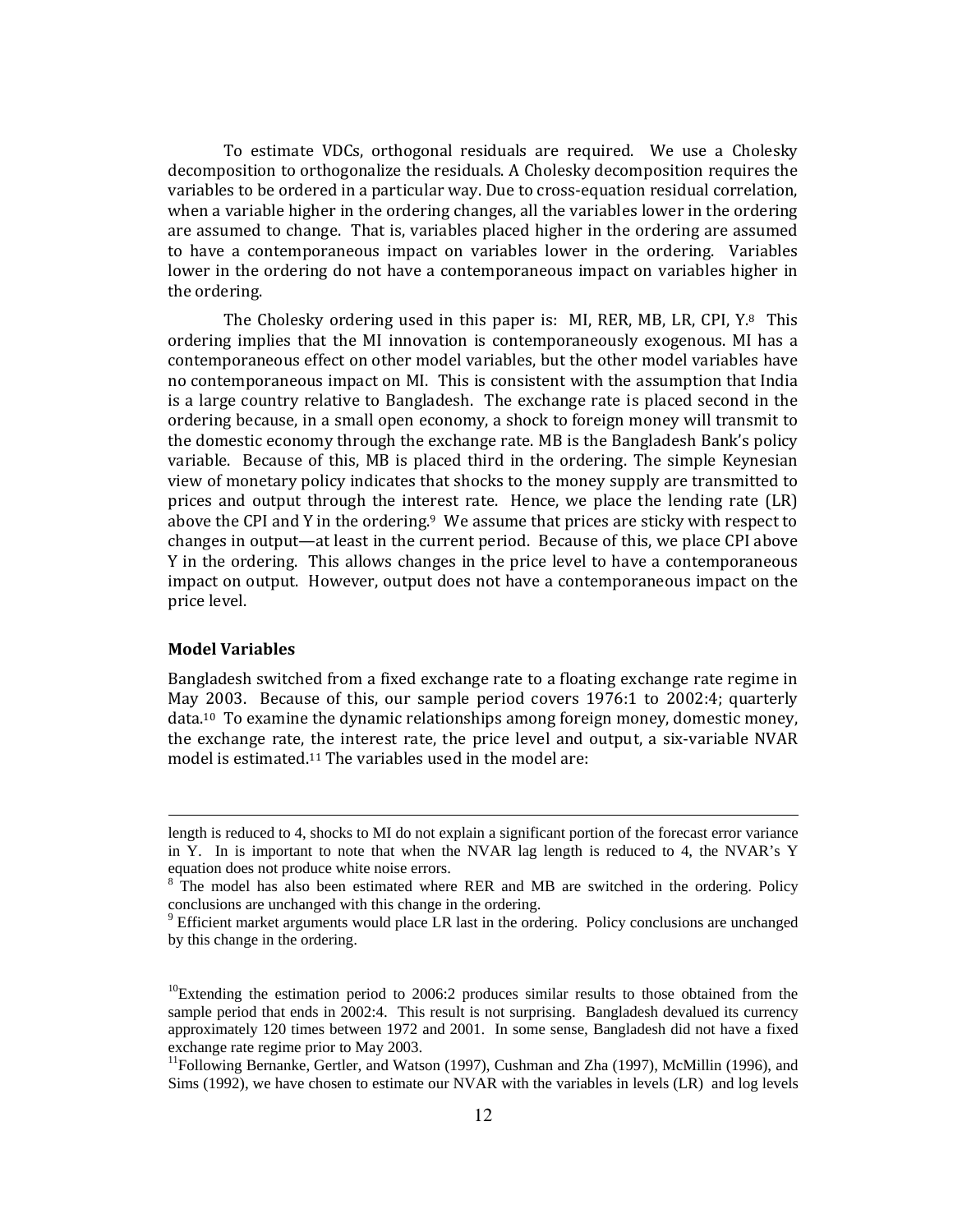To estimate VDCs, orthogonal residuals are required. We use a Cholesky decomposition to orthogonalize the residuals. A Cholesky decomposition requires the variables to be ordered in a particular way. Due to cross-equation residual correlation, when a variable higher in the ordering changes, all the variables lower in the ordering are assumed to change. That is, variables placed higher in the ordering are assumed to have a contemporaneous impact on variables lower in the ordering. Variables lower in the ordering do not have a contemporaneous impact on variables higher in the ordering.

The Cholesky ordering used in this paper is: MI, RER, MB, LR, CPI, Y.[8] This ordering implies that the MI innovation is contemporaneously exogenous. MI has a contemporaneous effect on other model variables, but the other model variables have no contemporaneous impact on MI. This is consistent with the assumption that India is a large country relative to Bangladesh. The exchange rate is placed second in the ordering because, in a small open economy, a shock to foreign money will transmit to the domestic economy through the exchange rate. MB is the Bangladesh Bank's policy variable. Because of this, MB is placed third in the ordering. The simple Keynesian view of monetary policy indicates that shocks to the money supply are transmitted to prices and output through the interest rate. Hence, we place the lending rate (LR) above the CPI and Y in the ordering.[9] We assume that prices are sticky with respect to changes in output—at least in the current period. Because of this, we place CPI above Y in the ordering. This allows changes in the price level to have a contemporaneous impact on output. However, output does not have a contemporaneous impact on the price level.

**Model Variables**

Bangladesh switched from a fixed exchange rate to a floating exchange rate regime in May 2003. Because of this, our sample period covers 1976:1 to 2002:4; quarterly data.[10] To examine the dynamic relationships among foreign money, domestic money, the exchange rate, the interest rate, the price level and output, a six-variable NVAR model is estimated.[11] The variables used in the model are:

---

length is reduced to 4, shocks to MI do not explain a significant portion of the forecast error variance in Y. In is important to note that when the NVAR lag length is reduced to 4, the NVAR's Y equation does not produce white noise errors.

[8] The model has also been estimated where RER and MB are switched in the ordering. Policy conclusions are unchanged with this change in the ordering.

[9] Efficient market arguments would place LR last in the ordering. Policy conclusions are unchanged by this change in the ordering.

[10] Extending the estimation period to 2006:2 produces similar results to those obtained from the sample period that ends in 2002:4. This result is not surprising. Bangladesh devalued its currency approximately 120 times between 1972 and 2001. In some sense, Bangladesh did not have a fixed exchange rate regime prior to May 2003.

[11] Following Bernanke, Gertler, and Watson (1997), Cushman and Zha (1997), McMillin (1996), and Sims (1992), we have chosen to estimate our NVAR with the variables in levels (LR) and log levels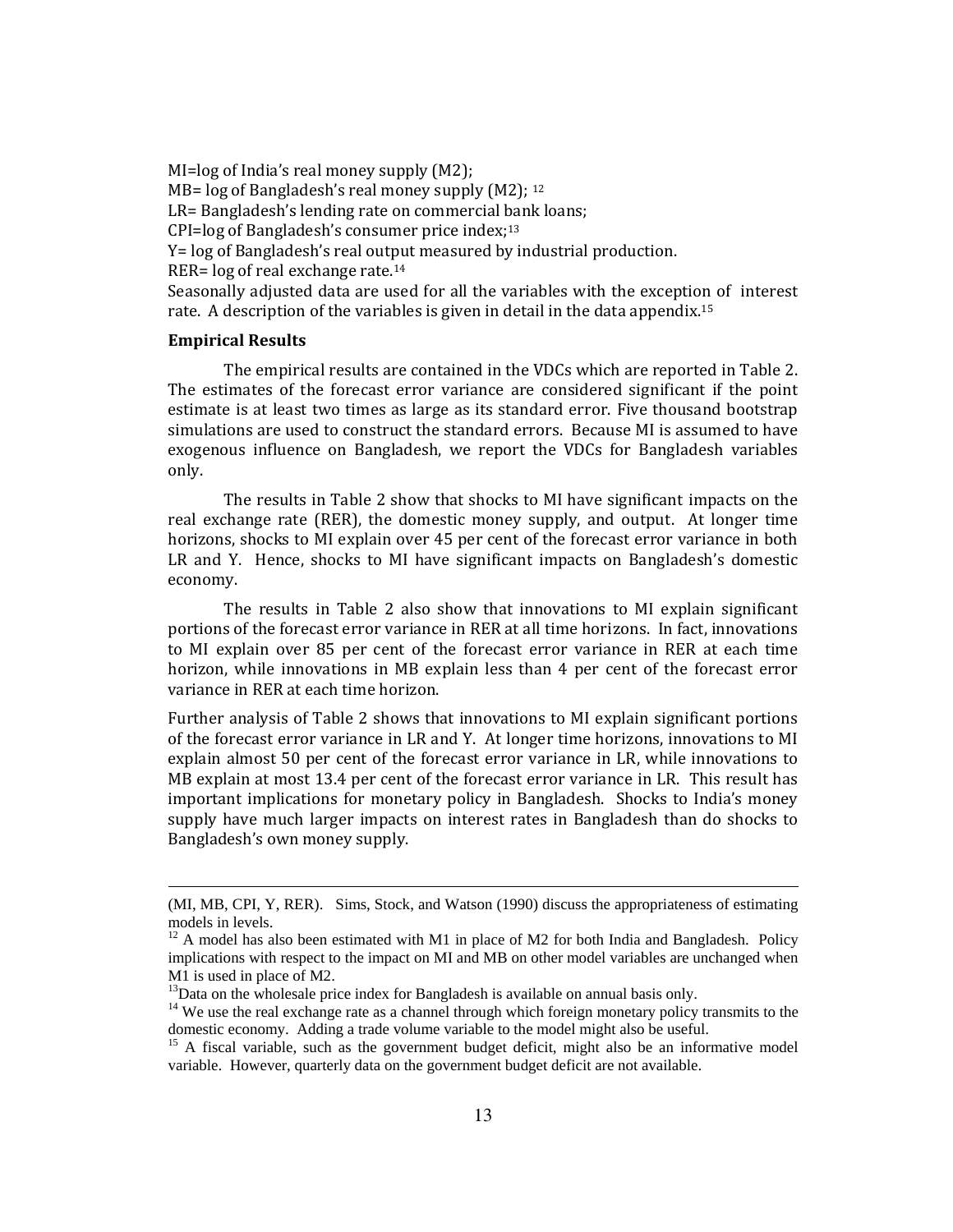MI=log of India's real money supply (M2);
MB= log of Bangladesh's real money supply (M2); [12]
LR= Bangladesh's lending rate on commercial bank loans;
CPI=log of Bangladesh's consumer price index;[13]
Y= log of Bangladesh's real output measured by industrial production.
RER= log of real exchange rate.[14]
Seasonally adjusted data are used for all the variables with the exception of interest rate. A description of the variables is given in detail in the data appendix.[15]

**Empirical Results**

The empirical results are contained in the VDCs which are reported in Table 2. The estimates of the forecast error variance are considered significant if the point estimate is at least two times as large as its standard error. Five thousand bootstrap simulations are used to construct the standard errors. Because MI is assumed to have exogenous influence on Bangladesh, we report the VDCs for Bangladesh variables only.

The results in Table 2 show that shocks to MI have significant impacts on the real exchange rate (RER), the domestic money supply, and output. At longer time horizons, shocks to MI explain over 45 per cent of the forecast error variance in both LR and Y. Hence, shocks to MI have significant impacts on Bangladesh's domestic economy.

The results in Table 2 also show that innovations to MI explain significant portions of the forecast error variance in RER at all time horizons. In fact, innovations to MI explain over 85 per cent of the forecast error variance in RER at each time horizon, while innovations in MB explain less than 4 per cent of the forecast error variance in RER at each time horizon.

Further analysis of Table 2 shows that innovations to MI explain significant portions of the forecast error variance in LR and Y. At longer time horizons, innovations to MI explain almost 50 per cent of the forecast error variance in LR, while innovations to MB explain at most 13.4 per cent of the forecast error variance in LR. This result has important implications for monetary policy in Bangladesh. Shocks to India's money supply have much larger impacts on interest rates in Bangladesh than do shocks to Bangladesh's own money supply.

---

(MI, MB, CPI, Y, RER). Sims, Stock, and Watson (1990) discuss the appropriateness of estimating models in levels.

[12] A model has also been estimated with M1 in place of M2 for both India and Bangladesh. Policy implications with respect to the impact on MI and MB on other model variables are unchanged when M1 is used in place of M2.

[13] Data on the wholesale price index for Bangladesh is available on annual basis only.

[14] We use the real exchange rate as a channel through which foreign monetary policy transmits to the domestic economy. Adding a trade volume variable to the model might also be useful.

[15] A fiscal variable, such as the government budget deficit, might also be an informative model variable. However, quarterly data on the government budget deficit are not available.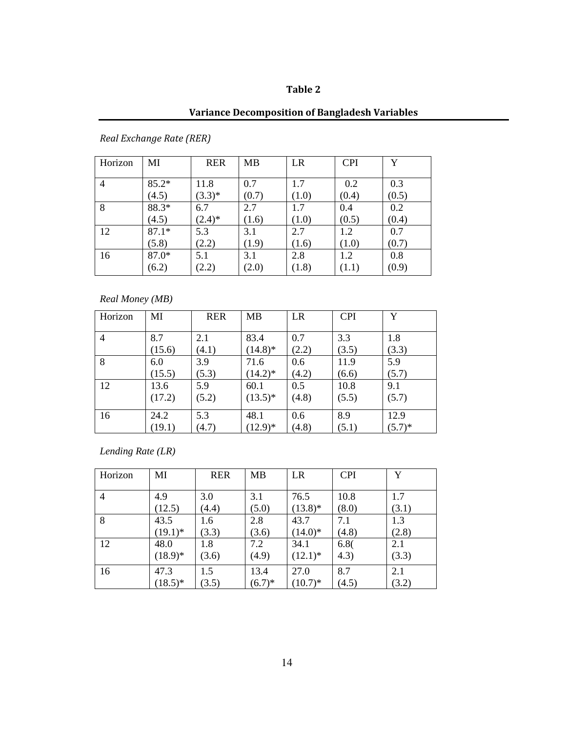**Table 2**

**Variance Decomposition of Bangladesh Variables**

*Real Exchange Rate (RER)*

| Horizon | MI | RER | MB | LR | CPI | Y |
|---|---|---|---|---|---|---|
| 4 | 85.2* (4.5) | 11.8 (3.3)* | 0.7 (0.7) | 1.7 (1.0) | 0.2 (0.4) | 0.3 (0.5) |
| 8 | 88.3* (4.5) | 6.7 (2.4)* | 2.7 (1.6) | 1.7 (1.0) | 0.4 (0.5) | 0.2 (0.4) |
| 12 | 87.1* (5.8) | 5.3 (2.2) | 3.1 (1.9) | 2.7 (1.6) | 1.2 (1.0) | 0.7 (0.7) |
| 16 | 87.0* (6.2) | 5.1 (2.2) | 3.1 (2.0) | 2.8 (1.8) | 1.2 (1.1) | 0.8 (0.9) |

*Real Money (MB)*

| Horizon | MI | RER | MB | LR | CPI | Y |
|---|---|---|---|---|---|---|
| 4 | 8.7 (15.6) | 2.1 (4.1) | 83.4 (14.8)* | 0.7 (2.2) | 3.3 (3.5) | 1.8 (3.3) |
| 8 | 6.0 (15.5) | 3.9 (5.3) | 71.6 (14.2)* | 0.6 (4.2) | 11.9 (6.6) | 5.9 (5.7) |
| 12 | 13.6 (17.2) | 5.9 (5.2) | 60.1 (13.5)* | 0.5 (4.8) | 10.8 (5.5) | 9.1 (5.7) |
| 16 | 24.2 (19.1) | 5.3 (4.7) | 48.1 (12.9)* | 0.6 (4.8) | 8.9 (5.1) | 12.9 (5.7)* |

*Lending Rate (LR)*

| Horizon | MI | RER | MB | LR | CPI | Y |
|---|---|---|---|---|---|---|
| 4 | 4.9 (12.5) | 3.0 (4.4) | 3.1 (5.0) | 76.5 (13.8)* | 10.8 (8.0) | 1.7 (3.1) |
| 8 | 43.5 (19.1)* | 1.6 (3.3) | 2.8 (3.6) | 43.7 (14.0)* | 7.1 (4.8) | 1.3 (2.8) |
| 12 | 48.0 (18.9)* | 1.8 (3.6) | 7.2 (4.9) | 34.1 (12.1)* | 6.8( 4.3) | 2.1 (3.3) |
| 16 | 47.3 (18.5)* | 1.5 (3.5) | 13.4 (6.7)* | 27.0 (10.7)* | 8.7 (4.5) | 2.1 (3.2) |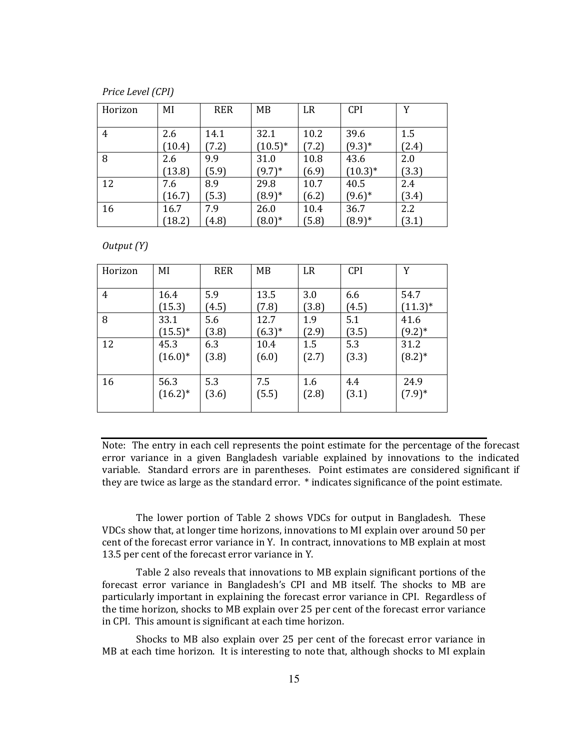*Price Level (CPI)*

| Horizon | MI | RER | MB | LR | CPI | Y |
|---|---|---|---|---|---|---|
| 4 | 2.6 (10.4) | 14.1 (7.2) | 32.1 (10.5)* | 10.2 (7.2) | 39.6 (9.3)* | 1.5 (2.4) |
| 8 | 2.6 (13.8) | 9.9 (5.9) | 31.0 (9.7)* | 10.8 (6.9) | 43.6 (10.3)* | 2.0 (3.3) |
| 12 | 7.6 (16.7) | 8.9 (5.3) | 29.8 (8.9)* | 10.7 (6.2) | 40.5 (9.6)* | 2.4 (3.4) |
| 16 | 16.7 (18.2) | 7.9 (4.8) | 26.0 (8.0)* | 10.4 (5.8) | 36.7 (8.9)* | 2.2 (3.1) |

*Output (Y)*

| Horizon | MI | RER | MB | LR | CPI | Y |
|---|---|---|---|---|---|---|
| 4 | 16.4 (15.3) | 5.9 (4.5) | 13.5 (7.8) | 3.0 (3.8) | 6.6 (4.5) | 54.7 (11.3)* |
| 8 | 33.1 (15.5)* | 5.6 (3.8) | 12.7 (6.3)* | 1.9 (2.9) | 5.1 (3.5) | 41.6 (9.2)* |
| 12 | 45.3 (16.0)* | 6.3 (3.8) | 10.4 (6.0) | 1.5 (2.7) | 5.3 (3.3) | 31.2 (8.2)* |
| 16 | 56.3 (16.2)* | 5.3 (3.6) | 7.5 (5.5) | 1.6 (2.8) | 4.4 (3.1) | 24.9 (7.9)* |

Note: The entry in each cell represents the point estimate for the percentage of the forecast error variance in a given Bangladesh variable explained by innovations to the indicated variable. Standard errors are in parentheses. Point estimates are considered significant if they are twice as large as the standard error. * indicates significance of the point estimate.

The lower portion of Table 2 shows VDCs for output in Bangladesh. These VDCs show that, at longer time horizons, innovations to MI explain over around 50 per cent of the forecast error variance in Y. In contract, innovations to MB explain at most 13.5 per cent of the forecast error variance in Y.

Table 2 also reveals that innovations to MB explain significant portions of the forecast error variance in Bangladesh's CPI and MB itself. The shocks to MB are particularly important in explaining the forecast error variance in CPI. Regardless of the time horizon, shocks to MB explain over 25 per cent of the forecast error variance in CPI. This amount is significant at each time horizon.

Shocks to MB also explain over 25 per cent of the forecast error variance in MB at each time horizon. It is interesting to note that, although shocks to MI explain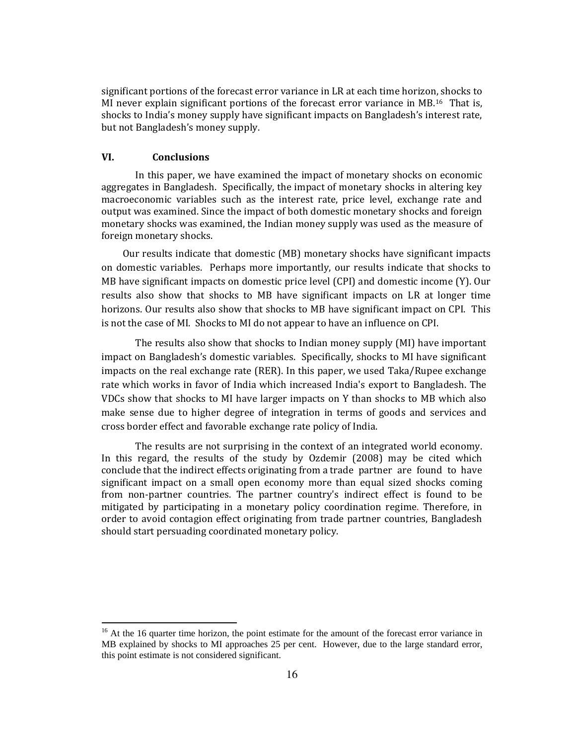significant portions of the forecast error variance in LR at each time horizon, shocks to MI never explain significant portions of the forecast error variance in MB.[16] That is, shocks to India's money supply have significant impacts on Bangladesh's interest rate, but not Bangladesh's money supply.

## VI. Conclusions

In this paper, we have examined the impact of monetary shocks on economic aggregates in Bangladesh. Specifically, the impact of monetary shocks in altering key macroeconomic variables such as the interest rate, price level, exchange rate and output was examined. Since the impact of both domestic monetary shocks and foreign monetary shocks was examined, the Indian money supply was used as the measure of foreign monetary shocks.

Our results indicate that domestic (MB) monetary shocks have significant impacts on domestic variables. Perhaps more importantly, our results indicate that shocks to MB have significant impacts on domestic price level (CPI) and domestic income (Y). Our results also show that shocks to MB have significant impacts on LR at longer time horizons. Our results also show that shocks to MB have significant impact on CPI. This is not the case of MI. Shocks to MI do not appear to have an influence on CPI.

The results also show that shocks to Indian money supply (MI) have important impact on Bangladesh's domestic variables. Specifically, shocks to MI have significant impacts on the real exchange rate (RER). In this paper, we used Taka/Rupee exchange rate which works in favor of India which increased India's export to Bangladesh. The VDCs show that shocks to MI have larger impacts on Y than shocks to MB which also make sense due to higher degree of integration in terms of goods and services and cross border effect and favorable exchange rate policy of India.

The results are not surprising in the context of an integrated world economy. In this regard, the results of the study by Ozdemir (2008) may be cited which conclude that the indirect effects originating from a trade partner are found to have significant impact on a small open economy more than equal sized shocks coming from non-partner countries. The partner country's indirect effect is found to be mitigated by participating in a monetary policy coordination regime. Therefore, in order to avoid contagion effect originating from trade partner countries, Bangladesh should start persuading coordinated monetary policy.

---

[16] At the 16 quarter time horizon, the point estimate for the amount of the forecast error variance in MB explained by shocks to MI approaches 25 per cent. However, due to the large standard error, this point estimate is not considered significant.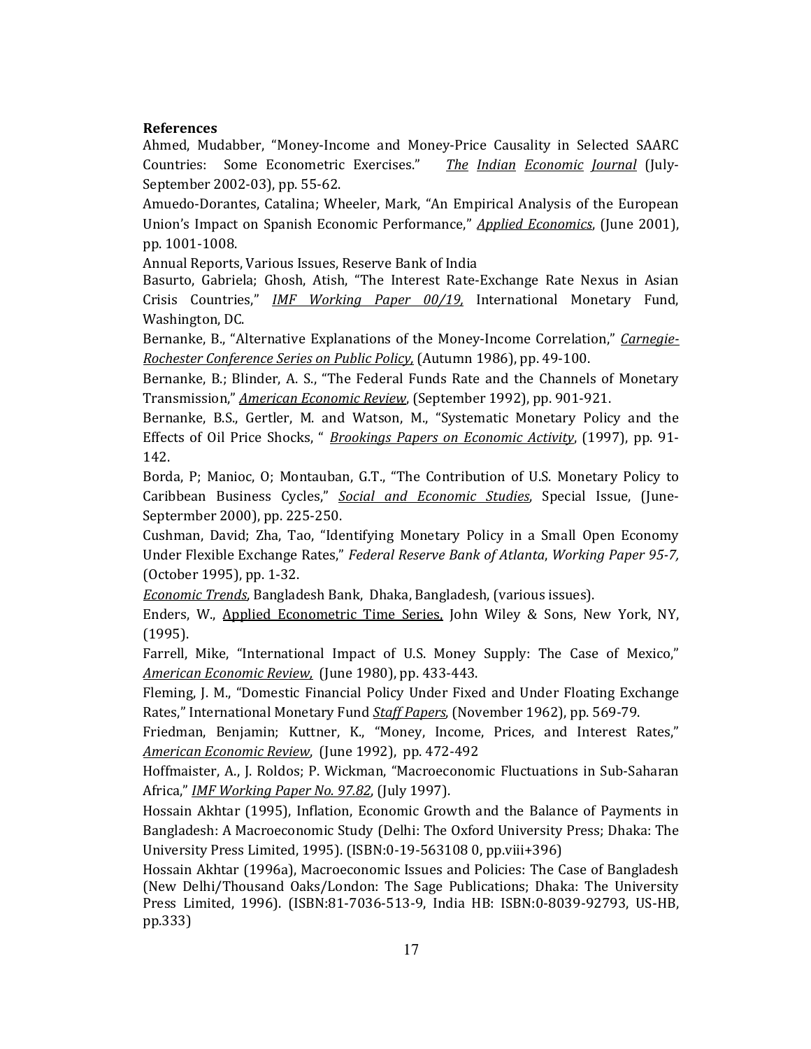**References**

Ahmed, Mudabber, "Money-Income and Money-Price Causality in Selected SAARC Countries: Some Econometric Exercises." *The Indian Economic Journal* (July-September 2002-03), pp. 55-62.

Amuedo-Dorantes, Catalina; Wheeler, Mark, "An Empirical Analysis of the European Union's Impact on Spanish Economic Performance," *Applied Economics*, (June 2001), pp. 1001-1008.

Annual Reports, Various Issues, Reserve Bank of India

Basurto, Gabriela; Ghosh, Atish, "The Interest Rate-Exchange Rate Nexus in Asian Crisis Countries," *IMF Working Paper 00/19,* International Monetary Fund, Washington, DC.

Bernanke, B., "Alternative Explanations of the Money-Income Correlation," *Carnegie-Rochester Conference Series on Public Policy,* (Autumn 1986), pp. 49-100.

Bernanke, B.; Blinder, A. S., "The Federal Funds Rate and the Channels of Monetary Transmission," *American Economic Review*, (September 1992), pp. 901-921.

Bernanke, B.S., Gertler, M. and Watson, M., "Systematic Monetary Policy and the Effects of Oil Price Shocks, " *Brookings Papers on Economic Activity*, (1997), pp. 91-142.

Borda, P; Manioc, O; Montauban, G.T., "The Contribution of U.S. Monetary Policy to Caribbean Business Cycles," *Social and Economic Studies*, Special Issue, (June-Septermber 2000), pp. 225-250.

Cushman, David; Zha, Tao, "Identifying Monetary Policy in a Small Open Economy Under Flexible Exchange Rates," *Federal Reserve Bank of Atlanta*, *Working Paper 95-7,* (October 1995), pp. 1-32.

*Economic Trends*, Bangladesh Bank, Dhaka, Bangladesh, (various issues).

Enders, W., Applied Econometric Time Series, John Wiley & Sons, New York, NY, (1995).

Farrell, Mike, "International Impact of U.S. Money Supply: The Case of Mexico," *American Economic Review,* (June 1980), pp. 433-443.

Fleming, J. M., "Domestic Financial Policy Under Fixed and Under Floating Exchange Rates," International Monetary Fund *Staff Papers*, (November 1962), pp. 569-79.

Friedman, Benjamin; Kuttner, K., "Money, Income, Prices, and Interest Rates," *American Economic Review*, (June 1992), pp. 472-492

Hoffmaister, A., J. Roldos; P. Wickman, "Macroeconomic Fluctuations in Sub-Saharan Africa," *IMF Working Paper No. 97.82*, (July 1997).

Hossain Akhtar (1995), Inflation, Economic Growth and the Balance of Payments in Bangladesh: A Macroeconomic Study (Delhi: The Oxford University Press; Dhaka: The University Press Limited, 1995). (ISBN:0-19-563108 0, pp.viii+396)

Hossain Akhtar (1996a), Macroeconomic Issues and Policies: The Case of Bangladesh (New Delhi/Thousand Oaks/London: The Sage Publications; Dhaka: The University Press Limited, 1996). (ISBN:81-7036-513-9, India HB: ISBN:0-8039-92793, US-HB, pp.333)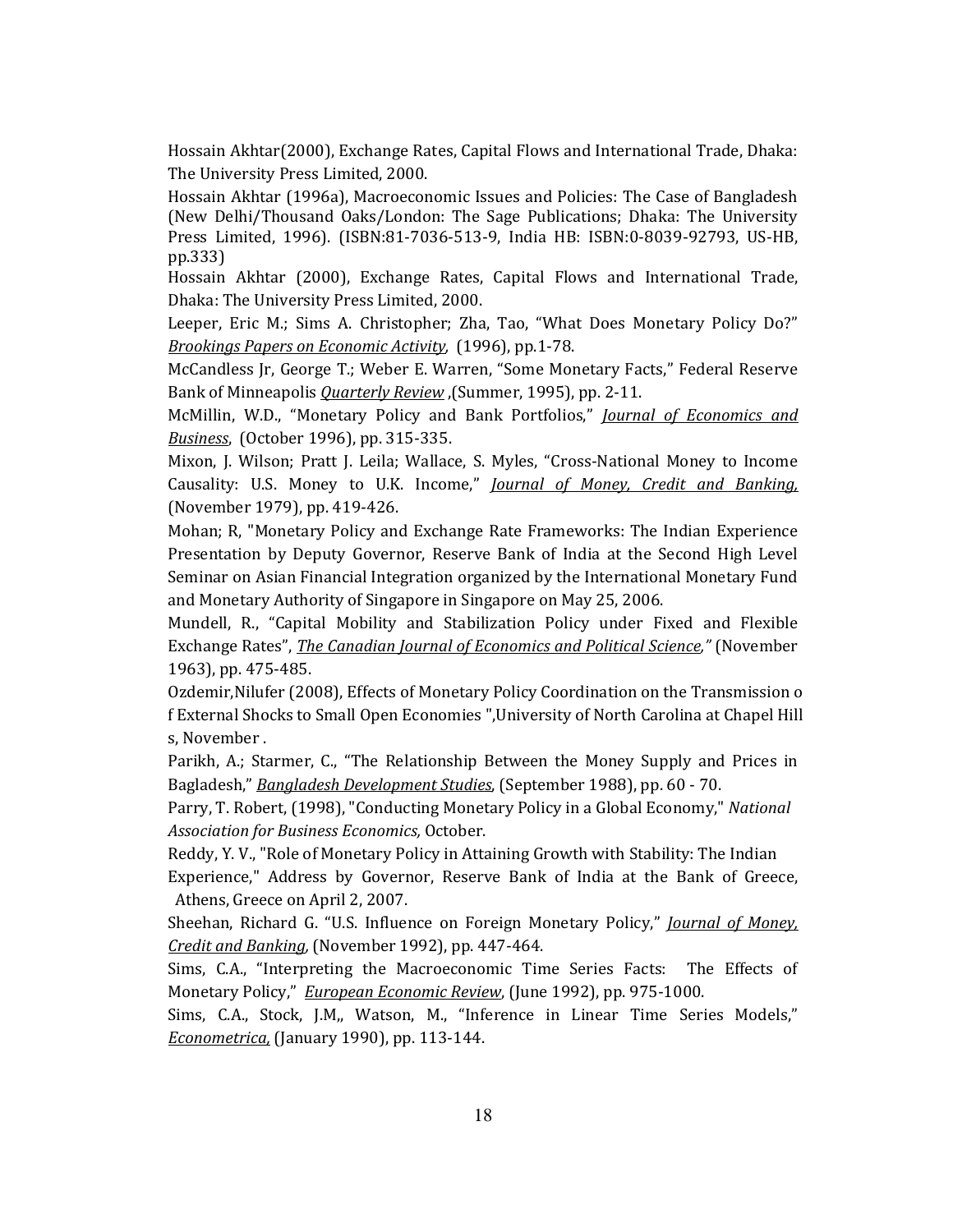Hossain Akhtar(2000), Exchange Rates, Capital Flows and International Trade, Dhaka: The University Press Limited, 2000.

Hossain Akhtar (1996a), Macroeconomic Issues and Policies: The Case of Bangladesh (New Delhi/Thousand Oaks/London: The Sage Publications; Dhaka: The University Press Limited, 1996). (ISBN:81-7036-513-9, India HB: ISBN:0-8039-92793, US-HB, pp.333)

Hossain Akhtar (2000), Exchange Rates, Capital Flows and International Trade, Dhaka: The University Press Limited, 2000.

Leeper, Eric M.; Sims A. Christopher; Zha, Tao, "What Does Monetary Policy Do?" *Brookings Papers on Economic Activity,* (1996), pp.1-78.

McCandless Jr, George T.; Weber E. Warren, "Some Monetary Facts," Federal Reserve Bank of Minneapolis *Quarterly Review* ,(Summer, 1995), pp. 2-11.

McMillin, W.D., "Monetary Policy and Bank Portfolios," *Journal of Economics and Business*, (October 1996), pp. 315-335.

Mixon, J. Wilson; Pratt J. Leila; Wallace, S. Myles, "Cross-National Money to Income Causality: U.S. Money to U.K. Income," *Journal of Money, Credit and Banking,* (November 1979), pp. 419-426.

Mohan; R, "Monetary Policy and Exchange Rate Frameworks: The Indian Experience Presentation by Deputy Governor, Reserve Bank of India at the Second High Level Seminar on Asian Financial Integration organized by the International Monetary Fund and Monetary Authority of Singapore in Singapore on May 25, 2006.

Mundell, R., "Capital Mobility and Stabilization Policy under Fixed and Flexible Exchange Rates", *The Canadian Journal of Economics and Political Science,"* (November 1963), pp. 475-485.

Ozdemir,Nilufer (2008), Effects of Monetary Policy Coordination on the Transmission o f External Shocks to Small Open Economies ",University of North Carolina at Chapel Hill s, November .

Parikh, A.; Starmer, C., "The Relationship Between the Money Supply and Prices in Bagladesh," *Bangladesh Development Studies*, (September 1988), pp. 60 - 70.

Parry, T. Robert, (1998), "Conducting Monetary Policy in a Global Economy," *National Association for Business Economics,* October.

Reddy, Y. V., "Role of Monetary Policy in Attaining Growth with Stability: The Indian Experience," Address by Governor, Reserve Bank of India at the Bank of Greece, Athens, Greece on April 2, 2007.

Sheehan, Richard G. "U.S. Influence on Foreign Monetary Policy," *Journal of Money, Credit and Banking,* (November 1992), pp. 447-464.

Sims, C.A., "Interpreting the Macroeconomic Time Series Facts: The Effects of Monetary Policy," *European Economic Review*, (June 1992), pp. 975-1000.

Sims, C.A., Stock, J.M,, Watson, M., "Inference in Linear Time Series Models," *Econometrica,* (January 1990), pp. 113-144.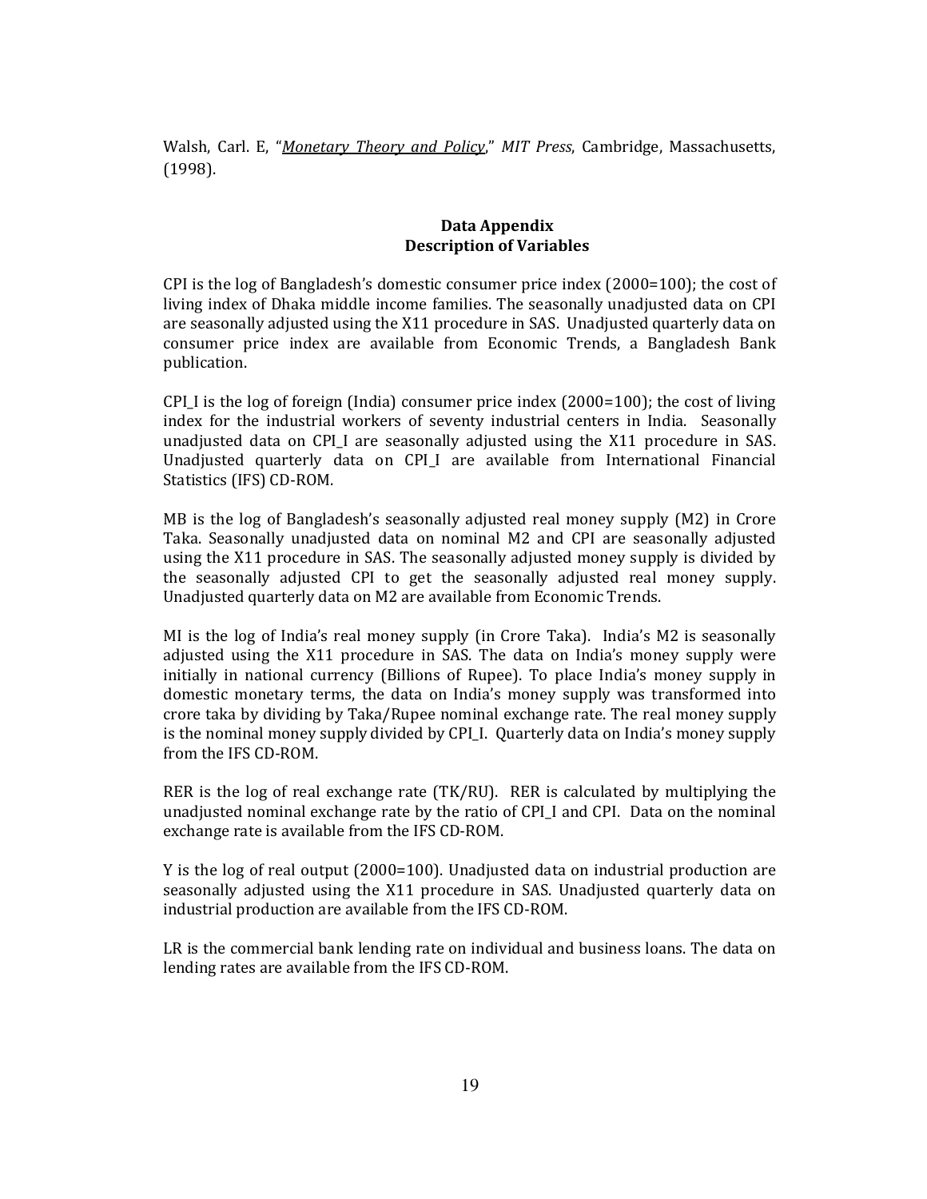Walsh, Carl. E, "*Monetary Theory and Policy*," *MIT Press*, Cambridge, Massachusetts, (1998).

## Data Appendix
## Description of Variables

CPI is the log of Bangladesh's domestic consumer price index (2000=100); the cost of living index of Dhaka middle income families. The seasonally unadjusted data on CPI are seasonally adjusted using the X11 procedure in SAS. Unadjusted quarterly data on consumer price index are available from Economic Trends, a Bangladesh Bank publication.

CPI_I is the log of foreign (India) consumer price index (2000=100); the cost of living index for the industrial workers of seventy industrial centers in India. Seasonally unadjusted data on CPI_I are seasonally adjusted using the X11 procedure in SAS. Unadjusted quarterly data on CPI_I are available from International Financial Statistics (IFS) CD-ROM.

MB is the log of Bangladesh's seasonally adjusted real money supply (M2) in Crore Taka. Seasonally unadjusted data on nominal M2 and CPI are seasonally adjusted using the X11 procedure in SAS. The seasonally adjusted money supply is divided by the seasonally adjusted CPI to get the seasonally adjusted real money supply. Unadjusted quarterly data on M2 are available from Economic Trends.

MI is the log of India's real money supply (in Crore Taka). India's M2 is seasonally adjusted using the X11 procedure in SAS. The data on India's money supply were initially in national currency (Billions of Rupee). To place India's money supply in domestic monetary terms, the data on India's money supply was transformed into crore taka by dividing by Taka/Rupee nominal exchange rate. The real money supply is the nominal money supply divided by CPI_I. Quarterly data on India's money supply from the IFS CD-ROM.

RER is the log of real exchange rate (TK/RU). RER is calculated by multiplying the unadjusted nominal exchange rate by the ratio of CPI_I and CPI. Data on the nominal exchange rate is available from the IFS CD-ROM.

Y is the log of real output (2000=100). Unadjusted data on industrial production are seasonally adjusted using the X11 procedure in SAS. Unadjusted quarterly data on industrial production are available from the IFS CD-ROM.

LR is the commercial bank lending rate on individual and business loans. The data on lending rates are available from the IFS CD-ROM.